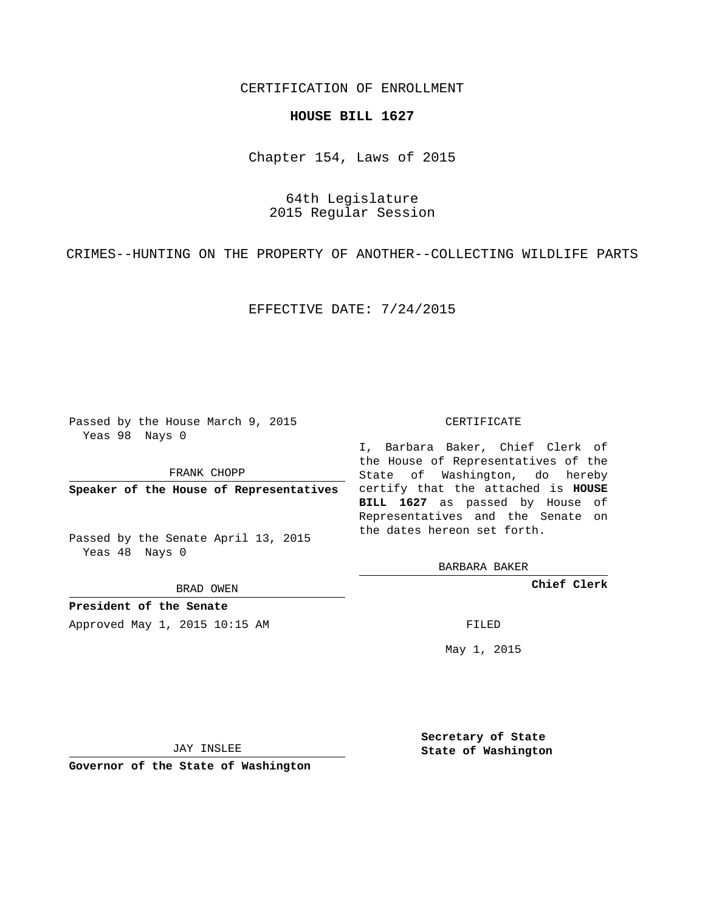CERTIFICATION OF ENROLLMENT

# HOUSE BILL 1627

Chapter 154, Laws of 2015

64th Legislature
2015 Regular Session

CRIMES--HUNTING ON THE PROPERTY OF ANOTHER--COLLECTING WILDLIFE PARTS

EFFECTIVE DATE: 7/24/2015

Passed by the House March 9, 2015
Yeas 98 Nays 0

FRANK CHOPP

**Speaker of the House of Representatives**

Passed by the Senate April 13, 2015
Yeas 48 Nays 0

BRAD OWEN

**President of the Senate**

Approved May 1, 2015 10:15 AM

JAY INSLEE

**Governor of the State of Washington**

CERTIFICATE

I, Barbara Baker, Chief Clerk of the House of Representatives of the State of Washington, do hereby certify that the attached is **HOUSE BILL 1627** as passed by House of Representatives and the Senate on the dates hereon set forth.

BARBARA BAKER

**Chief Clerk**

FILED

May 1, 2015

**Secretary of State**
**State of Washington**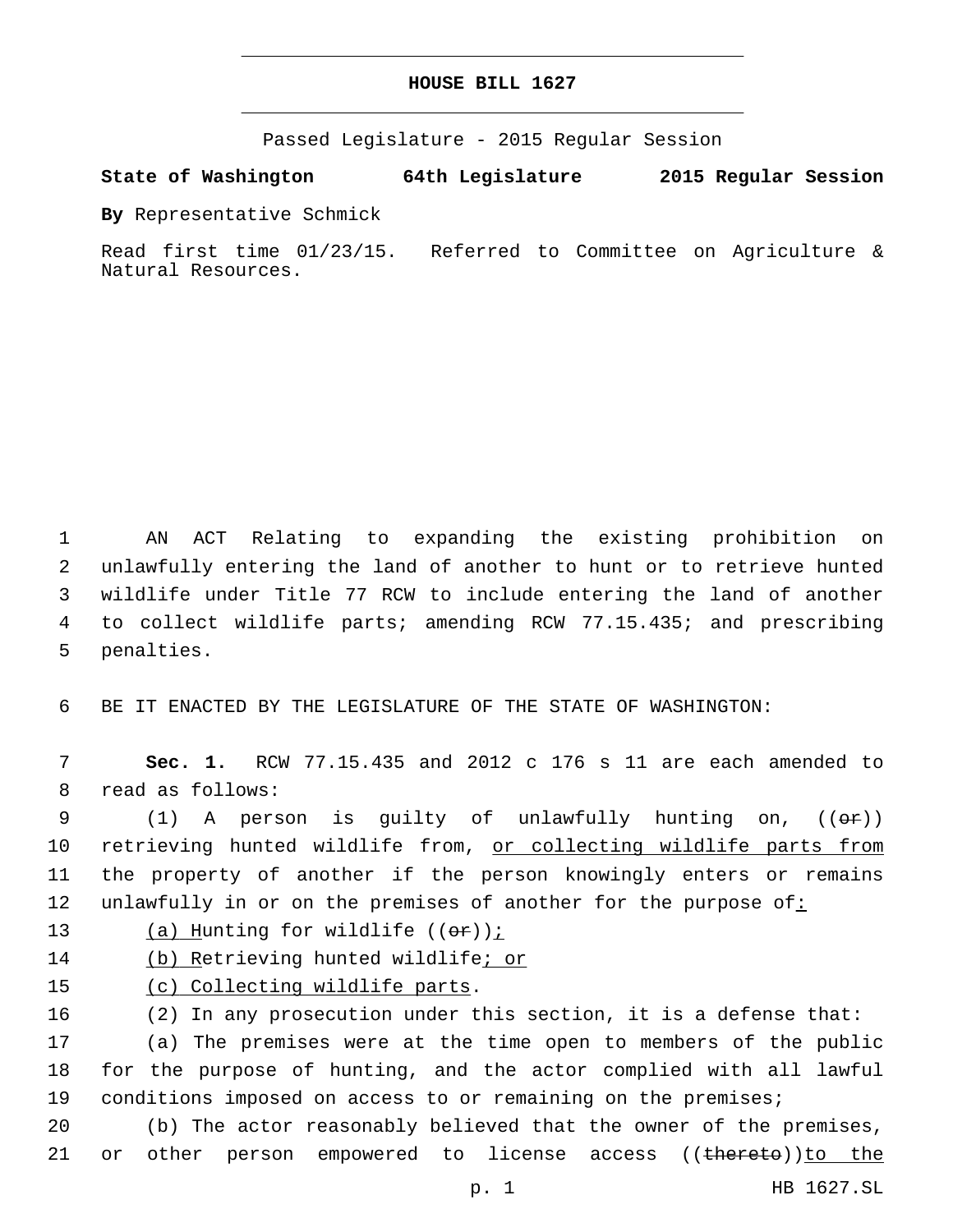**HOUSE BILL 1627**

Passed Legislature - 2015 Regular Session

**State of Washington 64th Legislature 2015 Regular Session**

**By** Representative Schmick

Read first time 01/23/15. Referred to Committee on Agriculture & Natural Resources.

AN ACT Relating to expanding the existing prohibition on unlawfully entering the land of another to hunt or to retrieve hunted wildlife under Title 77 RCW to include entering the land of another to collect wildlife parts; amending RCW 77.15.435; and prescribing penalties.

BE IT ENACTED BY THE LEGISLATURE OF THE STATE OF WASHINGTON:

**Sec. 1.** RCW 77.15.435 and 2012 c 176 s 11 are each amended to read as follows:

(1) A person is guilty of unlawfully hunting on, ((~~or~~)) retrieving hunted wildlife from, <u>or collecting wildlife parts from</u> the property of another if the person knowingly enters or remains unlawfully in or on the premises of another for the purpose of<u>:</u>

<u>(a) H</u>unting for wildlife ((~~or~~))<u>;</u>

<u>(b) R</u>etrieving hunted wildlife<u>; or</u>

<u>(c) Collecting wildlife parts</u>.

(2) In any prosecution under this section, it is a defense that:

(a) The premises were at the time open to members of the public for the purpose of hunting, and the actor complied with all lawful conditions imposed on access to or remaining on the premises;

(b) The actor reasonably believed that the owner of the premises, or other person empowered to license access ((~~thereto~~))<u>to the</u>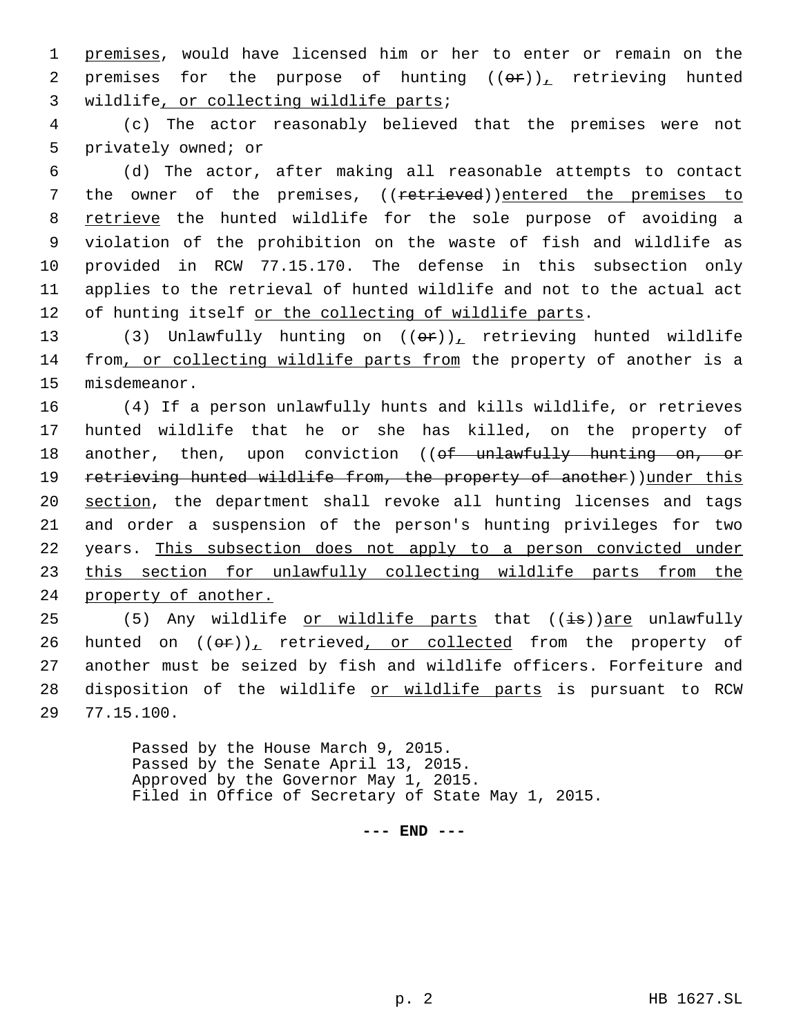premises, would have licensed him or her to enter or remain on the premises for the purpose of hunting ((~~or~~)), retrieving hunted wildlife, or collecting wildlife parts;

(c) The actor reasonably believed that the premises were not privately owned; or

(d) The actor, after making all reasonable attempts to contact the owner of the premises, ((~~retrieved~~))entered the premises to retrieve the hunted wildlife for the sole purpose of avoiding a violation of the prohibition on the waste of fish and wildlife as provided in RCW 77.15.170. The defense in this subsection only applies to the retrieval of hunted wildlife and not to the actual act of hunting itself or the collecting of wildlife parts.

(3) Unlawfully hunting on ((~~or~~)), retrieving hunted wildlife from, or collecting wildlife parts from the property of another is a misdemeanor.

(4) If a person unlawfully hunts and kills wildlife, or retrieves hunted wildlife that he or she has killed, on the property of another, then, upon conviction ((~~of unlawfully hunting on, or retrieving hunted wildlife from, the property of another~~))under this section, the department shall revoke all hunting licenses and tags and order a suspension of the person's hunting privileges for two years. This subsection does not apply to a person convicted under this section for unlawfully collecting wildlife parts from the property of another.

(5) Any wildlife or wildlife parts that ((~~is~~))are unlawfully hunted on ((~~or~~)), retrieved, or collected from the property of another must be seized by fish and wildlife officers. Forfeiture and disposition of the wildlife or wildlife parts is pursuant to RCW 77.15.100.

Passed by the House March 9, 2015.
Passed by the Senate April 13, 2015.
Approved by the Governor May 1, 2015.
Filed in Office of Secretary of State May 1, 2015.

**--- END ---**